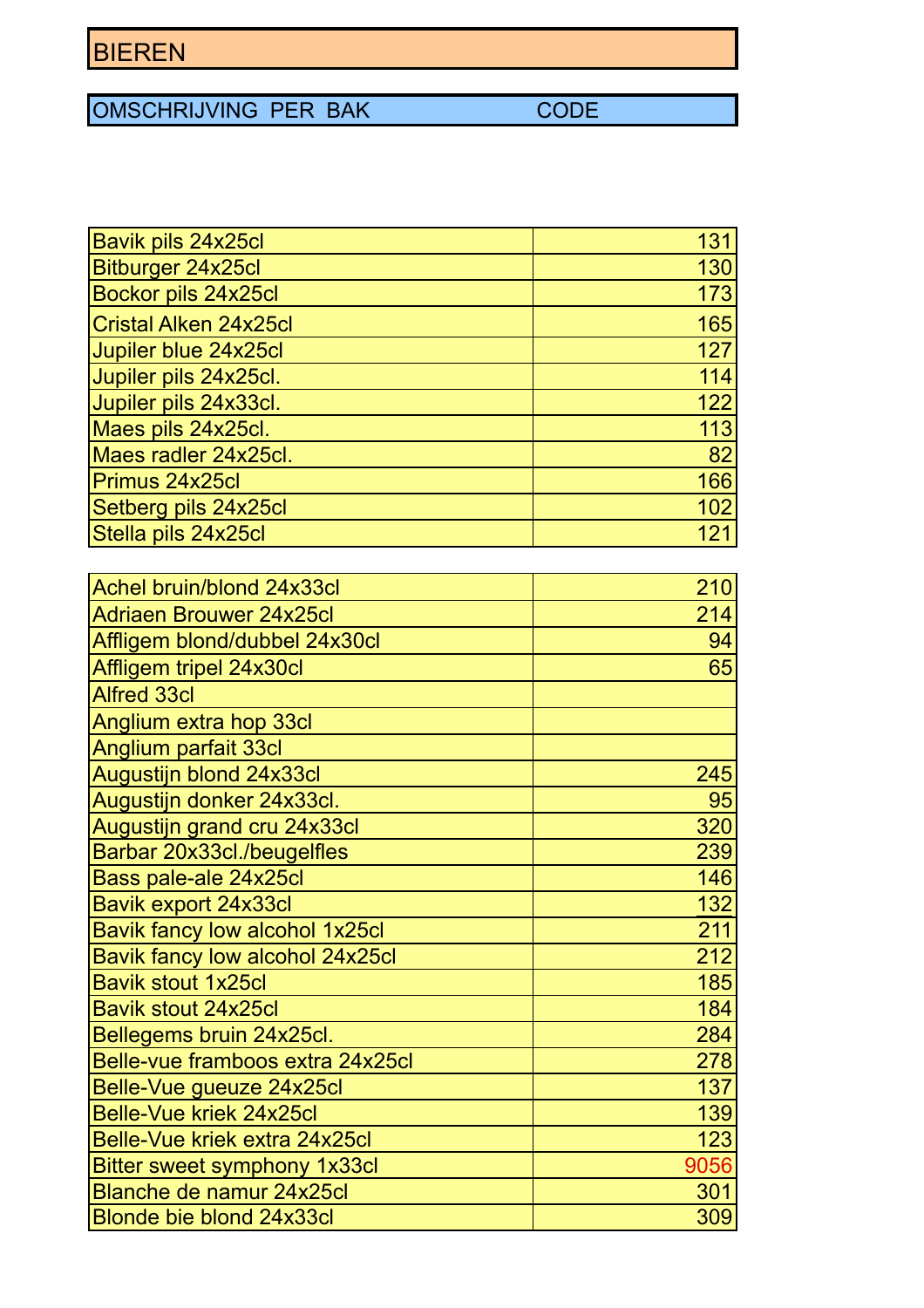# BIEREN

| OMSCHRIJVING PER BAK | CODE |
|---|---|
| Bavik pils 24x25cl | 131 |
| Bitburger 24x25cl | 130 |
| Bockor pils 24x25cl | 173 |
| Cristal Alken 24x25cl | 165 |
| Jupiler blue 24x25cl | 127 |
| Jupiler pils 24x25cl. | 114 |
| Jupiler pils 24x33cl. | 122 |
| Maes pils 24x25cl. | 113 |
| Maes radler 24x25cl. | 82 |
| Primus 24x25cl | 166 |
| Setberg pils 24x25cl | 102 |
| Stella pils 24x25cl | 121 |

| OMSCHRIJVING PER BAK | CODE |
|---|---|
| Achel bruin/blond 24x33cl | 210 |
| Adriaen Brouwer 24x25cl | 214 |
| Affligem blond/dubbel 24x30cl | 94 |
| Affligem tripel 24x30cl | 65 |
| Alfred 33cl | |
| Anglium extra hop 33cl | |
| Anglium parfait 33cl | |
| Augustijn blond 24x33cl | 245 |
| Augustijn donker 24x33cl. | 95 |
| Augustijn grand cru 24x33cl | 320 |
| Barbar 20x33cl./beugelfles | 239 |
| Bass pale-ale 24x25cl | 146 |
| Bavik export 24x33cl | 132 |
| Bavik fancy low alcohol 1x25cl | 211 |
| Bavik fancy low alcohol 24x25cl | 212 |
| Bavik stout 1x25cl | 185 |
| Bavik stout 24x25cl | 184 |
| Bellegems bruin 24x25cl. | 284 |
| Belle-vue framboos extra 24x25cl | 278 |
| Belle-Vue gueuze 24x25cl | 137 |
| Belle-Vue kriek 24x25cl | 139 |
| Belle-Vue kriek extra 24x25cl | 123 |
| Bitter sweet symphony 1x33cl | 9056 |
| Blanche de namur 24x25cl | 301 |
| Blonde bie blond 24x33cl | 309 |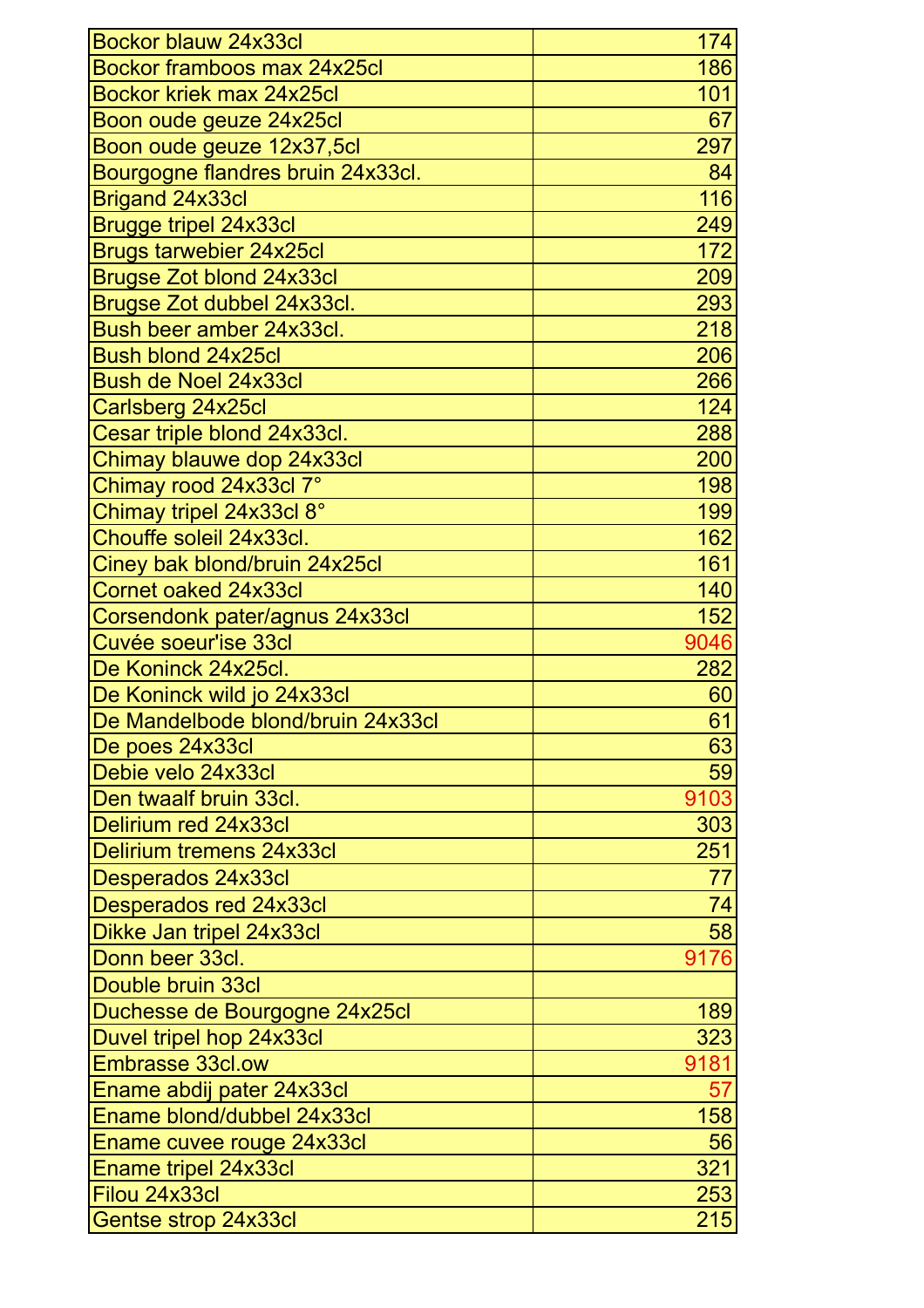| | |
|---|---|
| Bockor blauw 24x33cl | 174 |
| Bockor framboos max 24x25cl | 186 |
| Bockor kriek max 24x25cl | 101 |
| Boon oude geuze 24x25cl | 67 |
| Boon oude geuze 12x37,5cl | 297 |
| Bourgogne flandres bruin 24x33cl. | 84 |
| Brigand 24x33cl | 116 |
| Brugge tripel 24x33cl | 249 |
| Brugs tarwebier 24x25cl | 172 |
| Brugse Zot blond 24x33cl | 209 |
| Brugse Zot dubbel 24x33cl. | 293 |
| Bush beer amber 24x33cl. | 218 |
| Bush blond 24x25cl | 206 |
| Bush de Noel 24x33cl | 266 |
| Carlsberg 24x25cl | 124 |
| Cesar triple blond 24x33cl. | 288 |
| Chimay blauwe dop 24x33cl | 200 |
| Chimay rood 24x33cl 7° | 198 |
| Chimay tripel 24x33cl 8° | 199 |
| Chouffe soleil 24x33cl. | 162 |
| Ciney bak blond/bruin 24x25cl | 161 |
| Cornet oaked 24x33cl | 140 |
| Corsendonk pater/agnus 24x33cl | 152 |
| Cuvée soeur'ise 33cl | 9046 |
| De Koninck 24x25cl. | 282 |
| De Koninck wild jo 24x33cl | 60 |
| De Mandelbode blond/bruin 24x33cl | 61 |
| De poes 24x33cl | 63 |
| Debie velo 24x33cl | 59 |
| Den twaalf bruin 33cl. | 9103 |
| Delirium red 24x33cl | 303 |
| Delirium tremens 24x33cl | 251 |
| Desperados 24x33cl | 77 |
| Desperados red 24x33cl | 74 |
| Dikke Jan tripel 24x33cl | 58 |
| Donn beer 33cl. | 9176 |
| Double bruin 33cl | |
| Duchesse de Bourgogne 24x25cl | 189 |
| Duvel tripel hop 24x33cl | 323 |
| Embrasse 33cl.ow | 9181 |
| Ename abdij pater 24x33cl | 57 |
| Ename blond/dubbel 24x33cl | 158 |
| Ename cuvee rouge 24x33cl | 56 |
| Ename tripel 24x33cl | 321 |
| Filou 24x33cl | 253 |
| Gentse strop 24x33cl | 215 |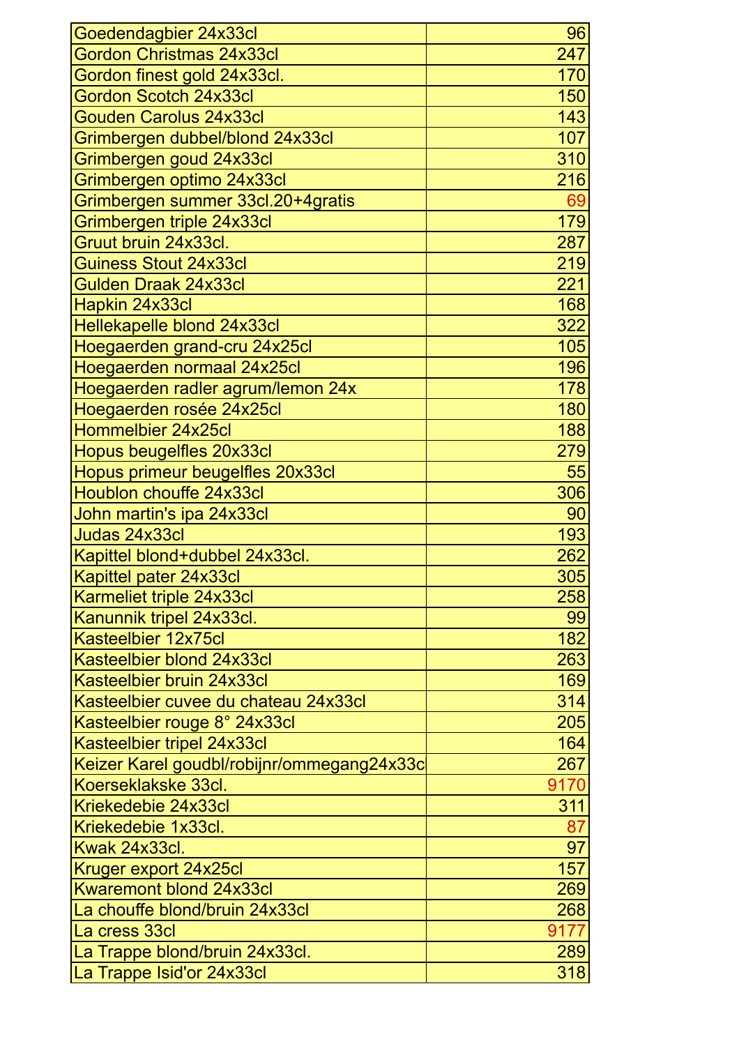| | |
|---|---|
| Goedendagbier 24x33cl | 96 |
| Gordon Christmas 24x33cl | 247 |
| Gordon finest gold 24x33cl. | 170 |
| Gordon Scotch 24x33cl | 150 |
| Gouden Carolus 24x33cl | 143 |
| Grimbergen dubbel/blond 24x33cl | 107 |
| Grimbergen goud 24x33cl | 310 |
| Grimbergen optimo 24x33cl | 216 |
| Grimbergen summer 33cl.20+4gratis | 69 |
| Grimbergen triple 24x33cl | 179 |
| Gruut bruin 24x33cl. | 287 |
| Guiness Stout 24x33cl | 219 |
| Gulden Draak 24x33cl | 221 |
| Hapkin 24x33cl | 168 |
| Hellekapelle blond 24x33cl | 322 |
| Hoegaerden grand-cru 24x25cl | 105 |
| Hoegaerden normaal 24x25cl | 196 |
| Hoegaerden radler agrum/lemon 24x | 178 |
| Hoegaerden rosée 24x25cl | 180 |
| Hommelbier 24x25cl | 188 |
| Hopus beugelfles 20x33cl | 279 |
| Hopus primeur beugelfles 20x33cl | 55 |
| Houblon chouffe 24x33cl | 306 |
| John martin's ipa 24x33cl | 90 |
| Judas 24x33cl | 193 |
| Kapittel blond+dubbel 24x33cl. | 262 |
| Kapittel pater 24x33cl | 305 |
| Karmeliet triple 24x33cl | 258 |
| Kanunnik tripel 24x33cl. | 99 |
| Kasteelbier 12x75cl | 182 |
| Kasteelbier blond 24x33cl | 263 |
| Kasteelbier bruin 24x33cl | 169 |
| Kasteelbier cuvee du chateau 24x33cl | 314 |
| Kasteelbier rouge 8° 24x33cl | 205 |
| Kasteelbier tripel 24x33cl | 164 |
| Keizer Karel goudbl/robijnr/ommegang24x33c | 267 |
| Koerseklakske 33cl. | 9170 |
| Kriekedebie 24x33cl | 311 |
| Kriekedebie 1x33cl. | 87 |
| Kwak 24x33cl. | 97 |
| Kruger export 24x25cl | 157 |
| Kwaremont blond 24x33cl | 269 |
| La chouffe blond/bruin 24x33cl | 268 |
| La cress 33cl | 9177 |
| La Trappe blond/bruin 24x33cl. | 289 |
| La Trappe Isid'or 24x33cl | 318 |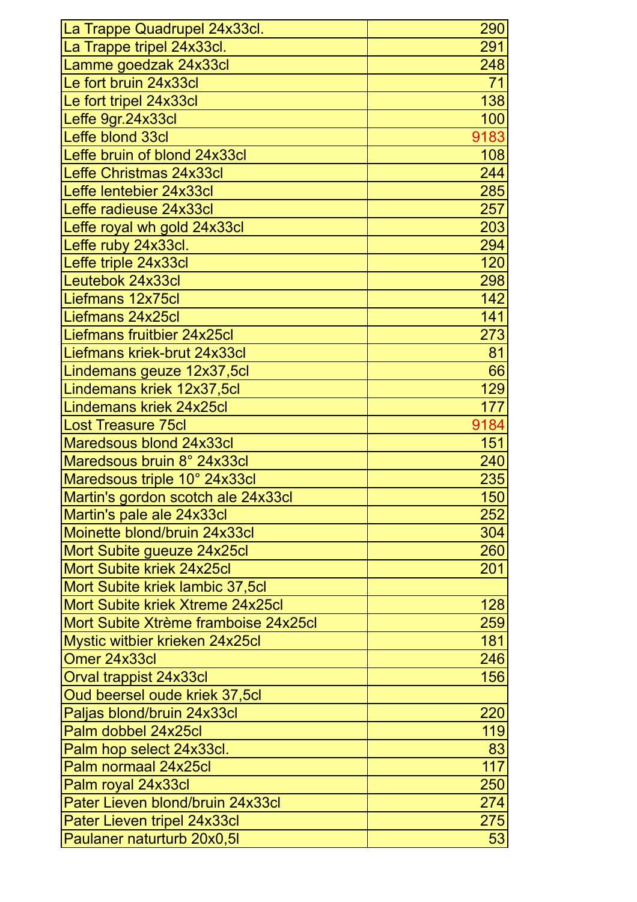| | |
|---|---|
| La Trappe Quadrupel 24x33cl. | 290 |
| La Trappe tripel 24x33cl. | 291 |
| Lamme goedzak 24x33cl | 248 |
| Le fort bruin 24x33cl | 71 |
| Le fort tripel 24x33cl | 138 |
| Leffe 9gr.24x33cl | 100 |
| Leffe blond 33cl | 9183 |
| Leffe bruin of blond 24x33cl | 108 |
| Leffe Christmas 24x33cl | 244 |
| Leffe lentebier 24x33cl | 285 |
| Leffe radieuse 24x33cl | 257 |
| Leffe royal wh gold 24x33cl | 203 |
| Leffe ruby 24x33cl. | 294 |
| Leffe triple 24x33cl | 120 |
| Leutebok 24x33cl | 298 |
| Liefmans 12x75cl | 142 |
| Liefmans 24x25cl | 141 |
| Liefmans fruitbier 24x25cl | 273 |
| Liefmans kriek-brut 24x33cl | 81 |
| Lindemans geuze 12x37,5cl | 66 |
| Lindemans kriek 12x37,5cl | 129 |
| Lindemans kriek 24x25cl | 177 |
| Lost Treasure 75cl | 9184 |
| Maredsous blond 24x33cl | 151 |
| Maredsous bruin 8° 24x33cl | 240 |
| Maredsous triple 10° 24x33cl | 235 |
| Martin's gordon scotch ale 24x33cl | 150 |
| Martin's pale ale 24x33cl | 252 |
| Moinette blond/bruin 24x33cl | 304 |
| Mort Subite gueuze 24x25cl | 260 |
| Mort Subite kriek 24x25cl | 201 |
| Mort Subite kriek lambic 37,5cl | |
| Mort Subite kriek Xtreme 24x25cl | 128 |
| Mort Subite Xtrème framboise 24x25cl | 259 |
| Mystic witbier krieken 24x25cl | 181 |
| Omer 24x33cl | 246 |
| Orval trappist 24x33cl | 156 |
| Oud beersel oude kriek 37,5cl | |
| Paljas blond/bruin 24x33cl | 220 |
| Palm dobbel 24x25cl | 119 |
| Palm hop select 24x33cl. | 83 |
| Palm normaal 24x25cl | 117 |
| Palm royal 24x33cl | 250 |
| Pater Lieven blond/bruin 24x33cl | 274 |
| Pater Lieven tripel 24x33cl | 275 |
| Paulaner naturturb 20x0,5l | 53 |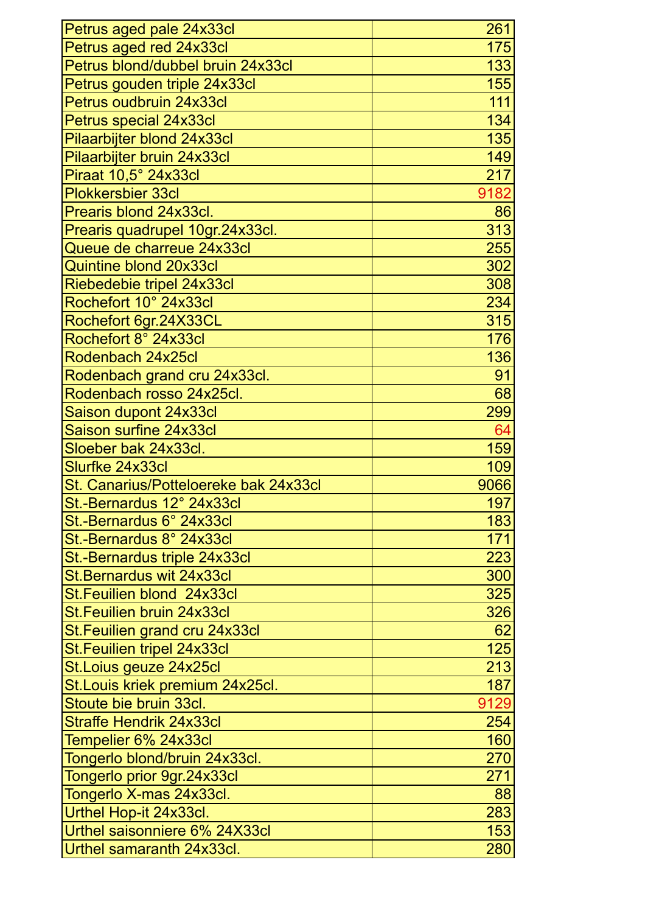| | |
|---|---|
| Petrus aged pale 24x33cl | 261 |
| Petrus aged red 24x33cl | 175 |
| Petrus blond/dubbel bruin 24x33cl | 133 |
| Petrus gouden triple 24x33cl | 155 |
| Petrus oudbruin 24x33cl | 111 |
| Petrus special 24x33cl | 134 |
| Pilaarbijter blond 24x33cl | 135 |
| Pilaarbijter bruin 24x33cl | 149 |
| Piraat 10,5° 24x33cl | 217 |
| Plokkersbier 33cl | 9182 |
| Prearis blond 24x33cl. | 86 |
| Prearis quadrupel 10gr.24x33cl. | 313 |
| Queue de charreue 24x33cl | 255 |
| Quintine blond 20x33cl | 302 |
| Riebedebie tripel 24x33cl | 308 |
| Rochefort 10° 24x33cl | 234 |
| Rochefort 6gr.24X33CL | 315 |
| Rochefort 8° 24x33cl | 176 |
| Rodenbach 24x25cl | 136 |
| Rodenbach grand cru 24x33cl. | 91 |
| Rodenbach rosso 24x25cl. | 68 |
| Saison dupont 24x33cl | 299 |
| Saison surfine 24x33cl | 64 |
| Sloeber bak 24x33cl. | 159 |
| Slurfke 24x33cl | 109 |
| St. Canarius/Potteloereke bak 24x33cl | 9066 |
| St.-Bernardus 12° 24x33cl | 197 |
| St.-Bernardus 6° 24x33cl | 183 |
| St.-Bernardus 8° 24x33cl | 171 |
| St.-Bernardus triple 24x33cl | 223 |
| St.Bernardus wit 24x33cl | 300 |
| St.Feuilien blond 24x33cl | 325 |
| St.Feuilien bruin 24x33cl | 326 |
| St.Feuilien grand cru 24x33cl | 62 |
| St.Feuilien tripel 24x33cl | 125 |
| St.Loius geuze 24x25cl | 213 |
| St.Louis kriek premium 24x25cl. | 187 |
| Stoute bie bruin 33cl. | 9129 |
| Straffe Hendrik 24x33cl | 254 |
| Tempelier 6% 24x33cl | 160 |
| Tongerlo blond/bruin 24x33cl. | 270 |
| Tongerlo prior 9gr.24x33cl | 271 |
| Tongerlo X-mas 24x33cl. | 88 |
| Urthel Hop-it 24x33cl. | 283 |
| Urthel saisonniere 6% 24X33cl | 153 |
| Urthel samaranth 24x33cl. | 280 |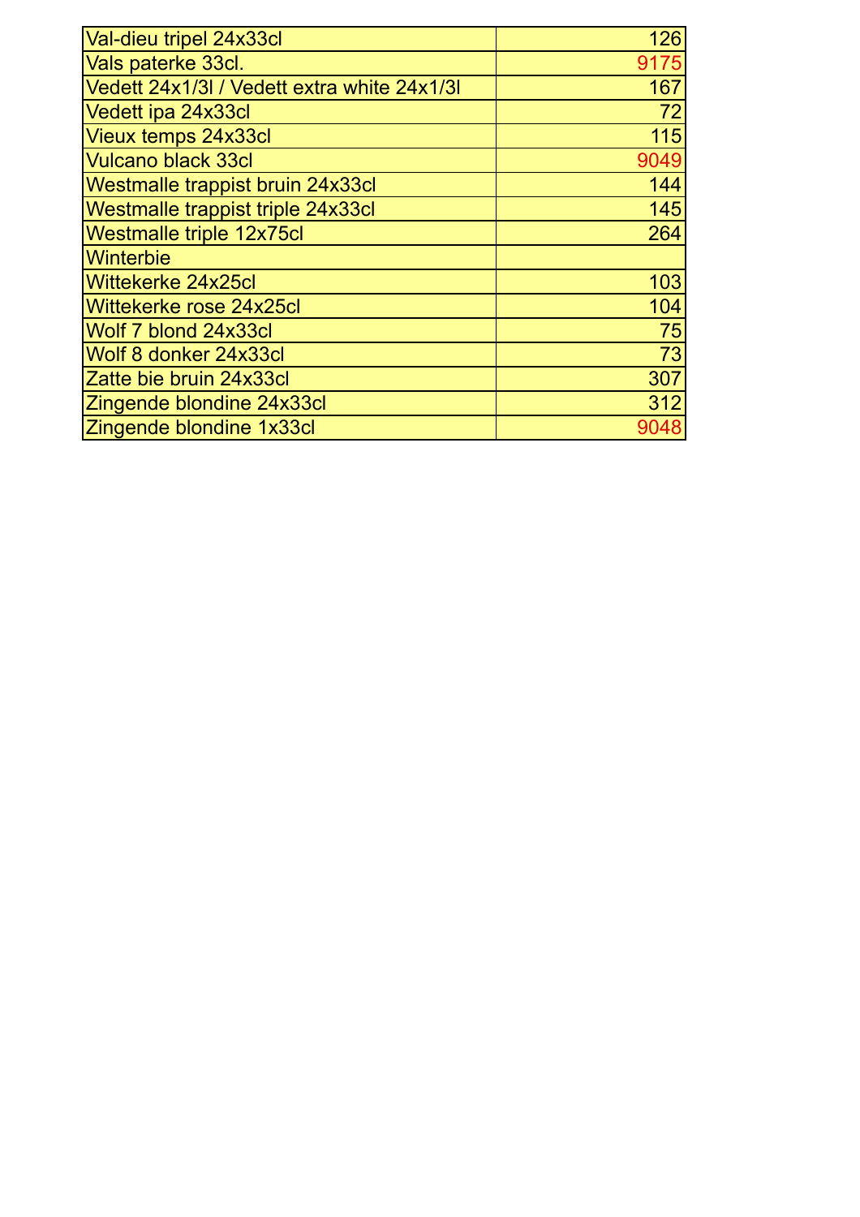| | |
|---|---|
| Val-dieu tripel 24x33cl | 126 |
| Vals paterke 33cl. | 9175 |
| Vedett 24x1/3l / Vedett extra white 24x1/3l | 167 |
| Vedett ipa 24x33cl | 72 |
| Vieux temps 24x33cl | 115 |
| Vulcano black 33cl | 9049 |
| Westmalle trappist bruin 24x33cl | 144 |
| Westmalle trappist triple 24x33cl | 145 |
| Westmalle triple 12x75cl | 264 |
| Winterbie | |
| Wittekerke 24x25cl | 103 |
| Wittekerke rose 24x25cl | 104 |
| Wolf 7 blond 24x33cl | 75 |
| Wolf 8 donker 24x33cl | 73 |
| Zatte bie bruin 24x33cl | 307 |
| Zingende blondine 24x33cl | 312 |
| Zingende blondine 1x33cl | 9048 |